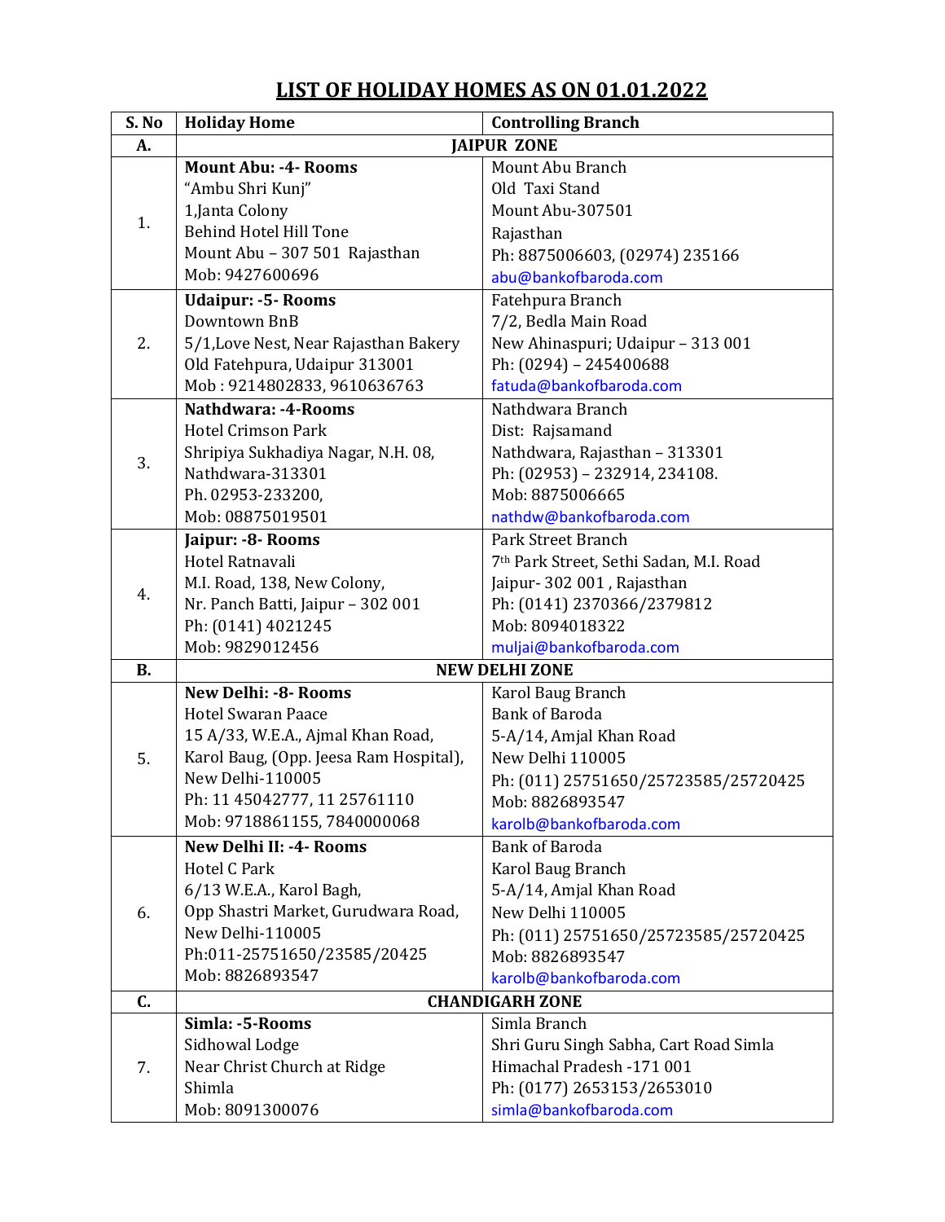# LIST OF HOLIDAY HOMES AS ON 01.01.2022

| S. No | Holiday Home | Controlling Branch |
|---|---|---|
| **A.** | **JAIPUR ZONE** | |
| 1. | **Mount Abu: -4- Rooms**<br>"Ambu Shri Kunj"<br>1,Janta Colony<br>Behind Hotel Hill Tone<br>Mount Abu – 307 501 Rajasthan<br>Mob: 9427600696 | Mount Abu Branch<br>Old Taxi Stand<br>Mount Abu-307501<br>Rajasthan<br>Ph: 8875006603, (02974) 235166<br>abu@bankofbaroda.com |
| 2. | **Udaipur: -5- Rooms**<br>Downtown BnB<br>5/1,Love Nest, Near Rajasthan Bakery<br>Old Fatehpura, Udaipur 313001<br>Mob : 9214802833, 9610636763 | Fatehpura Branch<br>7/2, Bedla Main Road<br>New Ahinaspuri; Udaipur – 313 001<br>Ph: (0294) – 245400688<br>fatuda@bankofbaroda.com |
| 3. | **Nathdwara: -4-Rooms**<br>Hotel Crimson Park<br>Shripiya Sukhadiya Nagar, N.H. 08,<br>Nathdwara-313301<br>Ph. 02953-233200,<br>Mob: 08875019501 | Nathdwara Branch<br>Dist: Rajsamand<br>Nathdwara, Rajasthan – 313301<br>Ph: (02953) – 232914, 234108.<br>Mob: 8875006665<br>nathdw@bankofbaroda.com |
| 4. | **Jaipur: -8- Rooms**<br>Hotel Ratnavali<br>M.I. Road, 138, New Colony,<br>Nr. Panch Batti, Jaipur – 302 001<br>Ph: (0141) 4021245<br>Mob: 9829012456 | Park Street Branch<br>7th Park Street, Sethi Sadan, M.I. Road<br>Jaipur- 302 001 , Rajasthan<br>Ph: (0141) 2370366/2379812<br>Mob: 8094018322<br>muljai@bankofbaroda.com |
| **B.** | **NEW DELHI ZONE** | |
| 5. | **New Delhi: -8- Rooms**<br>Hotel Swaran Paace<br>15 A/33, W.E.A., Ajmal Khan Road,<br>Karol Baug, (Opp. Jeesa Ram Hospital),<br>New Delhi-110005<br>Ph: 11 45042777, 11 25761110<br>Mob: 9718861155, 7840000068 | Karol Baug Branch<br>Bank of Baroda<br>5-A/14, Amjal Khan Road<br>New Delhi 110005<br>Ph: (011) 25751650/25723585/25720425<br>Mob: 8826893547<br>karolb@bankofbaroda.com |
| 6. | **New Delhi II: -4- Rooms**<br>Hotel C Park<br>6/13 W.E.A., Karol Bagh,<br>Opp Shastri Market, Gurudwara Road,<br>New Delhi-110005<br>Ph:011-25751650/23585/20425<br>Mob: 8826893547 | Bank of Baroda<br>Karol Baug Branch<br>5-A/14, Amjal Khan Road<br>New Delhi 110005<br>Ph: (011) 25751650/25723585/25720425<br>Mob: 8826893547<br>karolb@bankofbaroda.com |
| **C.** | **CHANDIGARH ZONE** | |
| 7. | **Simla: -5-Rooms**<br>Sidhowal Lodge<br>Near Christ Church at Ridge<br>Shimla<br>Mob: 8091300076 | Simla Branch<br>Shri Guru Singh Sabha, Cart Road Simla<br>Himachal Pradesh -171 001<br>Ph: (0177) 2653153/2653010<br>simla@bankofbaroda.com |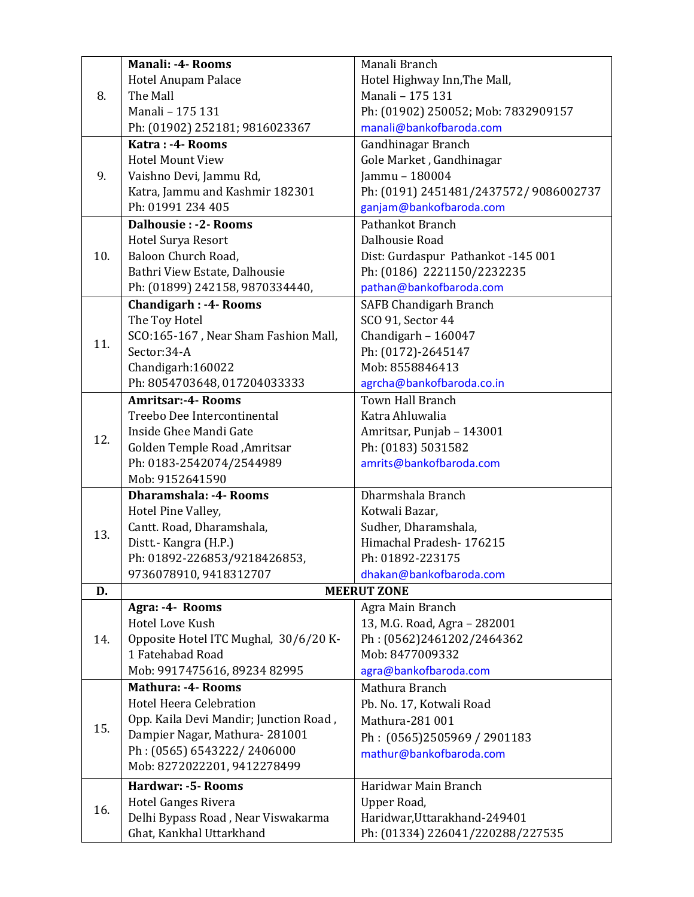| | | |
|---|---|---|
| 8. | **Manali: -4- Rooms**<br>Hotel Anupam Palace<br>The Mall<br>Manali – 175 131<br>Ph: (01902) 252181; 9816023367 | Manali Branch<br>Hotel Highway Inn,The Mall,<br>Manali – 175 131<br>Ph: (01902) 250052; Mob: 7832909157<br>manali@bankofbaroda.com |
| 9. | **Katra : -4- Rooms**<br>Hotel Mount View<br>Vaishno Devi, Jammu Rd,<br>Katra, Jammu and Kashmir 182301<br>Ph: 01991 234 405 | Gandhinagar Branch<br>Gole Market , Gandhinagar<br>Jammu – 180004<br>Ph: (0191) 2451481/2437572/ 9086002737<br>ganjam@bankofbaroda.com |
| 10. | **Dalhousie : -2- Rooms**<br>Hotel Surya Resort<br>Baloon Church Road,<br>Bathri View Estate, Dalhousie<br>Ph: (01899) 242158, 9870334440, | Pathankot Branch<br>Dalhousie Road<br>Dist: Gurdaspur Pathankot -145 001<br>Ph: (0186) 2221150/2232235<br>pathan@bankofbaroda.com |
| 11. | **Chandigarh : -4- Rooms**<br>The Toy Hotel<br>SCO:165-167 , Near Sham Fashion Mall,<br>Sector:34-A<br>Chandigarh:160022<br>Ph: 8054703648, 017204033333 | SAFB Chandigarh Branch<br>SCO 91, Sector 44<br>Chandigarh – 160047<br>Ph: (0172)-2645147<br>Mob: 8558846413<br>agrcha@bankofbaroda.co.in |
| 12. | **Amritsar:-4- Rooms**<br>Treebo Dee Intercontinental<br>Inside Ghee Mandi Gate<br>Golden Temple Road ,Amritsar<br>Ph: 0183-2542074/2544989<br>Mob: 9152641590 | Town Hall Branch<br>Katra Ahluwalia<br>Amritsar, Punjab – 143001<br>Ph: (0183) 5031582<br>amrits@bankofbaroda.com |
| 13. | **Dharamshala: -4- Rooms**<br>Hotel Pine Valley,<br>Cantt. Road, Dharamshala,<br>Distt.- Kangra (H.P.)<br>Ph: 01892-226853/9218426853,<br>9736078910, 9418312707 | Dharmshala Branch<br>Kotwali Bazar,<br>Sudher, Dharamshala,<br>Himachal Pradesh- 176215<br>Ph: 01892-223175<br>dhakan@bankofbaroda.com |
| **D.** | **MEERUT ZONE** | |
| 14. | **Agra: -4- Rooms**<br>Hotel Love Kush<br>Opposite Hotel ITC Mughal, 30/6/20 K-1 Fatehabad Road<br>Mob: 9917475616, 89234 82995 | Agra Main Branch<br>13, M.G. Road, Agra – 282001<br>Ph : (0562)2461202/2464362<br>Mob: 8477009332<br>agra@bankofbaroda.com |
| 15. | **Mathura: -4- Rooms**<br>Hotel Heera Celebration<br>Opp. Kaila Devi Mandir; Junction Road ,<br>Dampier Nagar, Mathura- 281001<br>Ph : (0565) 6543222/ 2406000<br>Mob: 8272022201, 9412278499 | Mathura Branch<br>Pb. No. 17, Kotwali Road<br>Mathura-281 001<br>Ph : (0565)2505969 / 2901183<br>mathur@bankofbaroda.com |
| 16. | **Hardwar: -5- Rooms**<br>Hotel Ganges Rivera<br>Delhi Bypass Road , Near Viswakarma Ghat, Kankhal Uttarkhand | Haridwar Main Branch<br>Upper Road,<br>Haridwar,Uttarakhand-249401<br>Ph: (01334) 226041/220288/227535 |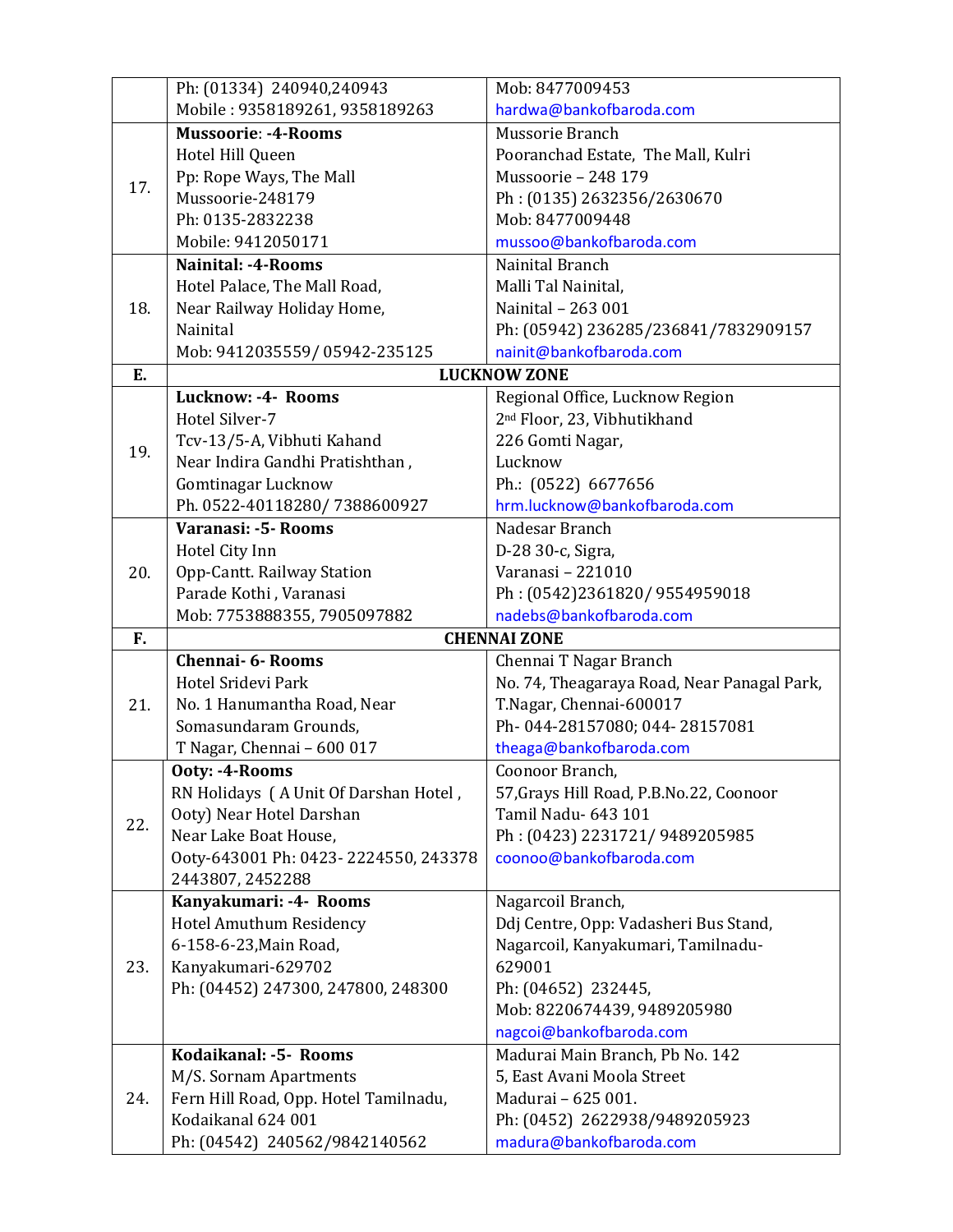| | | |
|---|---|---|
| | Ph: (01334) 240940,240943<br>Mobile : 9358189261, 9358189263 | Mob: 8477009453<br>hardwa@bankofbaroda.com |
| 17. | **Mussoorie**: **-4-Rooms**<br>Hotel Hill Queen<br>Pp: Rope Ways, The Mall<br>Mussoorie-248179<br>Ph: 0135-2832238<br>Mobile: 9412050171 | Mussorie Branch<br>Pooranchad Estate, The Mall, Kulri<br>Mussoorie – 248 179<br>Ph : (0135) 2632356/2630670<br>Mob: 8477009448<br>mussoo@bankofbaroda.com |
| 18. | **Nainital: -4-Rooms**<br>Hotel Palace, The Mall Road,<br>Near Railway Holiday Home,<br>Nainital<br>Mob: 9412035559/ 05942-235125 | Nainital Branch<br>Malli Tal Nainital,<br>Nainital – 263 001<br>Ph: (05942) 236285/236841/7832909157<br>nainit@bankofbaroda.com |
| **E.** | **LUCKNOW ZONE** | |
| 19. | **Lucknow: -4- Rooms**<br>Hotel Silver-7<br>Tcv-13/5-A, Vibhuti Kahand<br>Near Indira Gandhi Pratishthan ,<br>Gomtinagar Lucknow<br>Ph. 0522-40118280/ 7388600927 | Regional Office, Lucknow Region<br>2nd Floor, 23, Vibhutikhand<br>226 Gomti Nagar,<br>Lucknow<br>Ph.: (0522) 6677656<br>hrm.lucknow@bankofbaroda.com |
| 20. | **Varanasi: -5- Rooms**<br>Hotel City Inn<br>Opp-Cantt. Railway Station<br>Parade Kothi , Varanasi<br>Mob: 7753888355, 7905097882 | Nadesar Branch<br>D-28 30-c, Sigra,<br>Varanasi – 221010<br>Ph : (0542)2361820/ 9554959018<br>nadebs@bankofbaroda.com |
| **F.** | **CHENNAI ZONE** | |
| 21. | **Chennai- 6- Rooms**<br>Hotel Sridevi Park<br>No. 1 Hanumantha Road, Near<br>Somasundaram Grounds,<br>T Nagar, Chennai – 600 017 | Chennai T Nagar Branch<br>No. 74, Theagaraya Road, Near Panagal Park,<br>T.Nagar, Chennai-600017<br>Ph- 044-28157080; 044- 28157081<br>theaga@bankofbaroda.com |
| 22. | **Ooty: -4-Rooms**<br>RN Holidays ( A Unit Of Darshan Hotel ,<br>Ooty) Near Hotel Darshan<br>Near Lake Boat House,<br>Ooty-643001 Ph: 0423- 2224550, 243378<br>2443807, 2452288 | Coonoor Branch,<br>57,Grays Hill Road, P.B.No.22, Coonoor<br>Tamil Nadu- 643 101<br>Ph : (0423) 2231721/ 9489205985<br>coonoo@bankofbaroda.com |
| 23. | **Kanyakumari: -4- Rooms**<br>Hotel Amuthum Residency<br>6-158-6-23,Main Road,<br>Kanyakumari-629702<br>Ph: (04452) 247300, 247800, 248300 | Nagarcoil Branch,<br>Ddj Centre, Opp: Vadasheri Bus Stand,<br>Nagarcoil, Kanyakumari, Tamilnadu-<br>629001<br>Ph: (04652) 232445,<br>Mob: 8220674439, 9489205980<br>nagcoi@bankofbaroda.com |
| 24. | **Kodaikanal: -5- Rooms**<br>M/S. Sornam Apartments<br>Fern Hill Road, Opp. Hotel Tamilnadu,<br>Kodaikanal 624 001<br>Ph: (04542) 240562/9842140562 | Madurai Main Branch, Pb No. 142<br>5, East Avani Moola Street<br>Madurai – 625 001.<br>Ph: (0452) 2622938/9489205923<br>madura@bankofbaroda.com |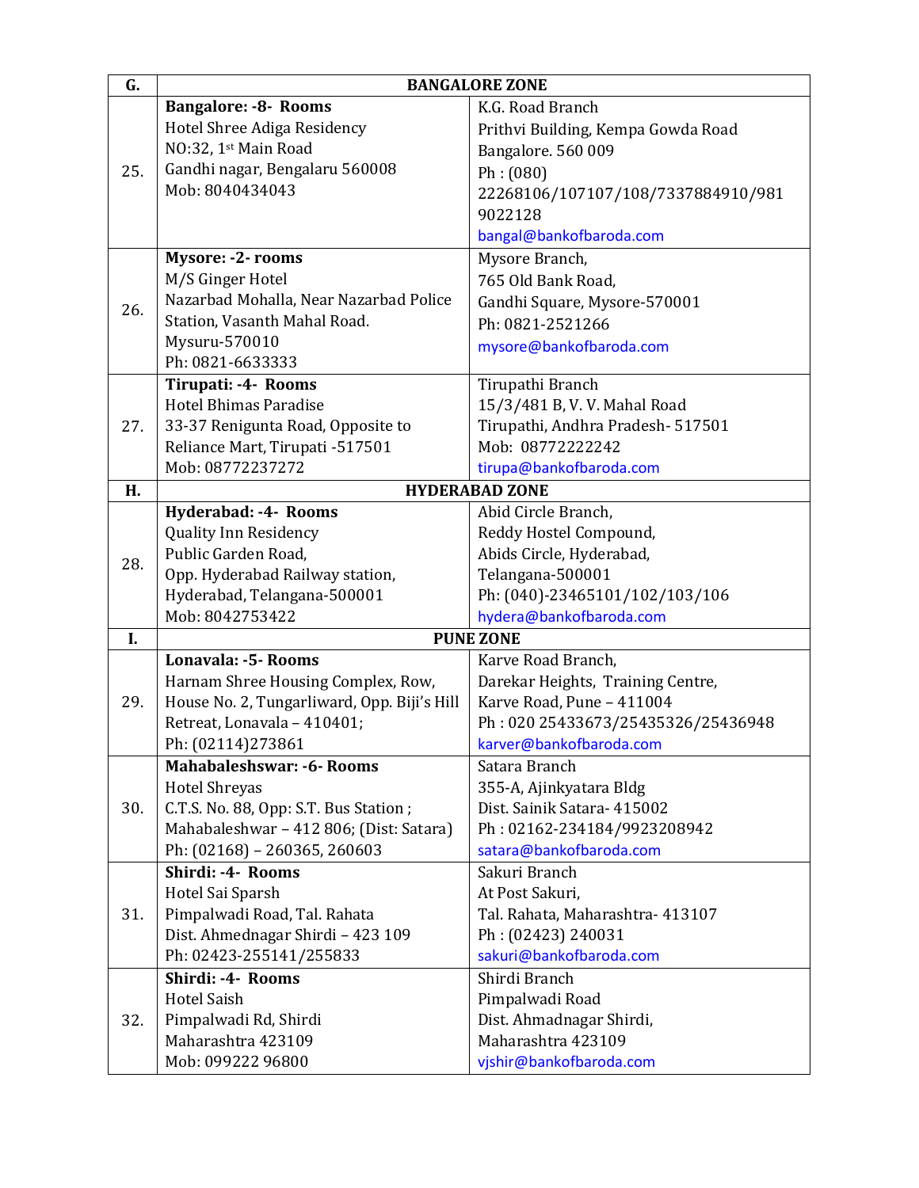| G. | BANGALORE ZONE | |
|---|---|---|
| 25. | **Bangalore: -8- Rooms**<br>Hotel Shree Adiga Residency<br>NO:32, 1st Main Road<br>Gandhi nagar, Bengalaru 560008<br>Mob: 8040434043 | K.G. Road Branch<br>Prithvi Building, Kempa Gowda Road<br>Bangalore. 560 009<br>Ph : (080) 22268106/107107/108/7337884910/9819022128<br>bangal@bankofbaroda.com |
| 26. | **Mysore: -2- rooms**<br>M/S Ginger Hotel<br>Nazarbad Mohalla, Near Nazarbad Police Station, Vasanth Mahal Road.<br>Mysuru-570010<br>Ph: 0821-6633333 | Mysore Branch,<br>765 Old Bank Road,<br>Gandhi Square, Mysore-570001<br>Ph: 0821-2521266<br>mysore@bankofbaroda.com |
| 27. | **Tirupati: -4- Rooms**<br>Hotel Bhimas Paradise<br>33-37 Renigunta Road, Opposite to Reliance Mart, Tirupati -517501<br>Mob: 08772237272 | Tirupathi Branch<br>15/3/481 B, V. V. Mahal Road<br>Tirupathi, Andhra Pradesh- 517501<br>Mob: 08772222242<br>tirupa@bankofbaroda.com |
| **H.** | **HYDERABAD ZONE** | |
| 28. | **Hyderabad: -4- Rooms**<br>Quality Inn Residency<br>Public Garden Road,<br>Opp. Hyderabad Railway station,<br>Hyderabad, Telangana-500001<br>Mob: 8042753422 | Abid Circle Branch,<br>Reddy Hostel Compound,<br>Abids Circle, Hyderabad,<br>Telangana-500001<br>Ph: (040)-23465101/102/103/106<br>hydera@bankofbaroda.com |
| **I.** | **PUNE ZONE** | |
| 29. | **Lonavala: -5- Rooms**<br>Harnam Shree Housing Complex, Row, House No. 2, Tungarliward, Opp. Biji's Hill Retreat, Lonavala – 410401;<br>Ph: (02114)273861 | Karve Road Branch,<br>Darekar Heights, Training Centre,<br>Karve Road, Pune – 411004<br>Ph : 020 25433673/25435326/25436948<br>karver@bankofbaroda.com |
| 30. | **Mahabaleshswar: -6- Rooms**<br>Hotel Shreyas<br>C.T.S. No. 88, Opp: S.T. Bus Station ;<br>Mahabaleshwar – 412 806; (Dist: Satara)<br>Ph: (02168) – 260365, 260603 | Satara Branch<br>355-A, Ajinkyatara Bldg<br>Dist. Sainik Satara- 415002<br>Ph : 02162-234184/9923208942<br>satara@bankofbaroda.com |
| 31. | **Shirdi: -4- Rooms**<br>Hotel Sai Sparsh<br>Pimpalwadi Road, Tal. Rahata<br>Dist. Ahmednagar Shirdi – 423 109<br>Ph: 02423-255141/255833 | Sakuri Branch<br>At Post Sakuri,<br>Tal. Rahata, Maharashtra- 413107<br>Ph : (02423) 240031<br>sakuri@bankofbaroda.com |
| 32. | **Shirdi: -4- Rooms**<br>Hotel Saish<br>Pimpalwadi Rd, Shirdi<br>Maharashtra 423109<br>Mob: 099222 96800 | Shirdi Branch<br>Pimpalwadi Road<br>Dist. Ahmadnagar Shirdi,<br>Maharashtra 423109<br>vjshir@bankofbaroda.com |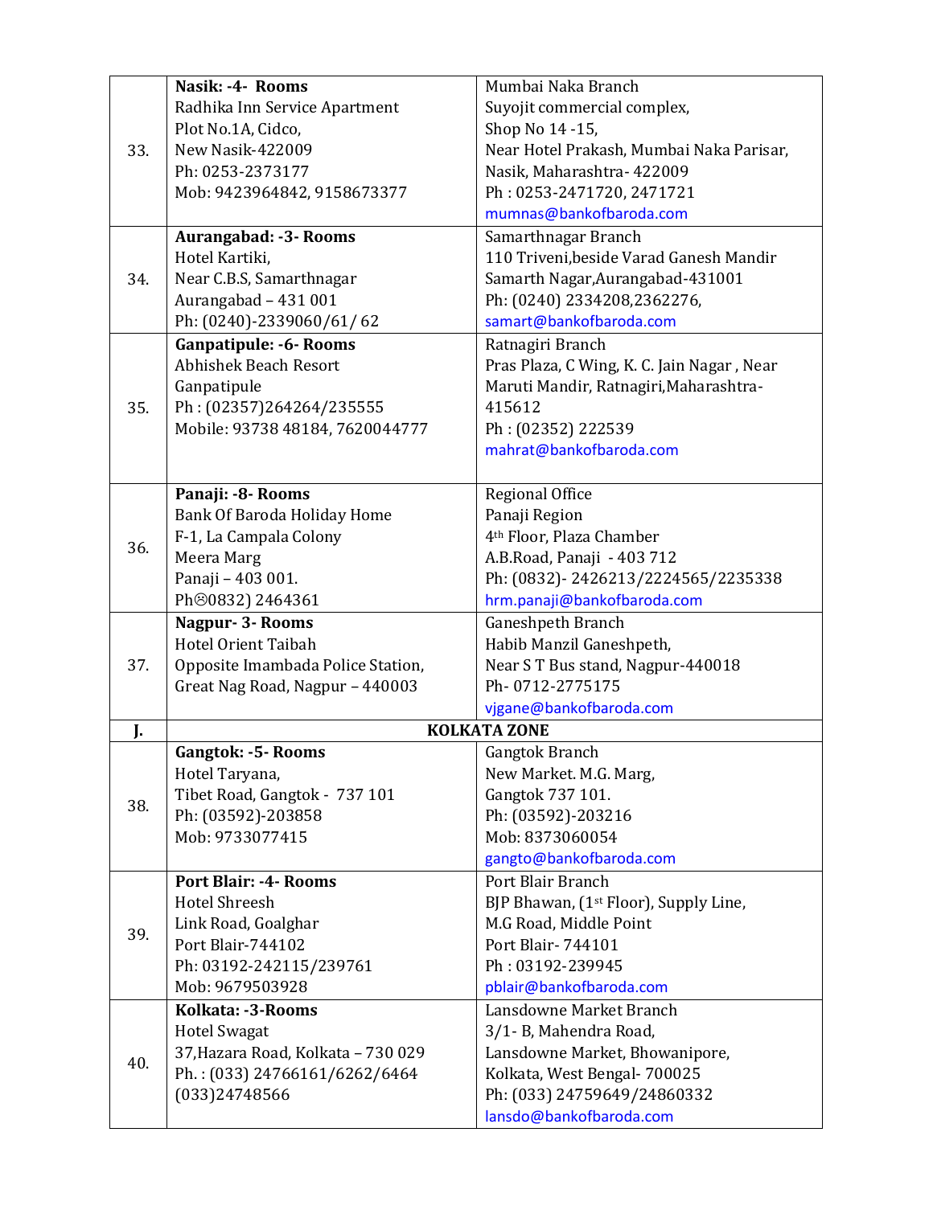| | | |
|---|---|---|
| 33. | **Nasik: -4- Rooms**<br>Radhika Inn Service Apartment<br>Plot No.1A, Cidco,<br>New Nasik-422009<br>Ph: 0253-2373177<br>Mob: 9423964842, 9158673377 | Mumbai Naka Branch<br>Suyojit commercial complex,<br>Shop No 14 -15,<br>Near Hotel Prakash, Mumbai Naka Parisar,<br>Nasik, Maharashtra- 422009<br>Ph : 0253-2471720, 2471721<br>mumnas@bankofbaroda.com |
| 34. | **Aurangabad: -3- Rooms**<br>Hotel Kartiki,<br>Near C.B.S, Samarthnagar<br>Aurangabad – 431 001<br>Ph: (0240)-2339060/61/ 62 | Samarthnagar Branch<br>110 Triveni,beside Varad Ganesh Mandir<br>Samarth Nagar,Aurangabad-431001<br>Ph: (0240) 2334208,2362276,<br>samart@bankofbaroda.com |
| 35. | **Ganpatipule: -6- Rooms**<br>Abhishek Beach Resort<br>Ganpatipule<br>Ph : (02357)264264/235555<br>Mobile: 93738 48184, 7620044777 | Ratnagiri Branch<br>Pras Plaza, C Wing, K. C. Jain Nagar , Near<br>Maruti Mandir, Ratnagiri,Maharashtra-<br>415612<br>Ph : (02352) 222539<br>mahrat@bankofbaroda.com |
| 36. | **Panaji: -8- Rooms**<br>Bank Of Baroda Holiday Home<br>F-1, La Campala Colony<br>Meera Marg<br>Panaji – 403 001.<br>Ph☹0832) 2464361 | Regional Office<br>Panaji Region<br>4th Floor, Plaza Chamber<br>A.B.Road, Panaji - 403 712<br>Ph: (0832)- 2426213/2224565/2235338<br>hrm.panaji@bankofbaroda.com |
| 37. | **Nagpur- 3- Rooms**<br>Hotel Orient Taibah<br>Opposite Imambada Police Station,<br>Great Nag Road, Nagpur – 440003 | Ganeshpeth Branch<br>Habib Manzil Ganeshpeth,<br>Near S T Bus stand, Nagpur-440018<br>Ph- 0712-2775175<br>vjgane@bankofbaroda.com |
| **J.** | **KOLKATA ZONE** | |
| 38. | **Gangtok: -5- Rooms**<br>Hotel Taryana,<br>Tibet Road, Gangtok - 737 101<br>Ph: (03592)-203858<br>Mob: 9733077415 | Gangtok Branch<br>New Market. M.G. Marg,<br>Gangtok 737 101.<br>Ph: (03592)-203216<br>Mob: 8373060054<br>gangto@bankofbaroda.com |
| 39. | **Port Blair: -4- Rooms**<br>Hotel Shreesh<br>Link Road, Goalghar<br>Port Blair-744102<br>Ph: 03192-242115/239761<br>Mob: 9679503928 | Port Blair Branch<br>BJP Bhawan, (1st Floor), Supply Line,<br>M.G Road, Middle Point<br>Port Blair- 744101<br>Ph : 03192-239945<br>pblair@bankofbaroda.com |
| 40. | **Kolkata: -3-Rooms**<br>Hotel Swagat<br>37,Hazara Road, Kolkata – 730 029<br>Ph. : (033) 24766161/6262/6464<br>(033)24748566 | Lansdowne Market Branch<br>3/1- B, Mahendra Road,<br>Lansdowne Market, Bhowanipore,<br>Kolkata, West Bengal- 700025<br>Ph: (033) 24759649/24860332<br>lansdo@bankofbaroda.com |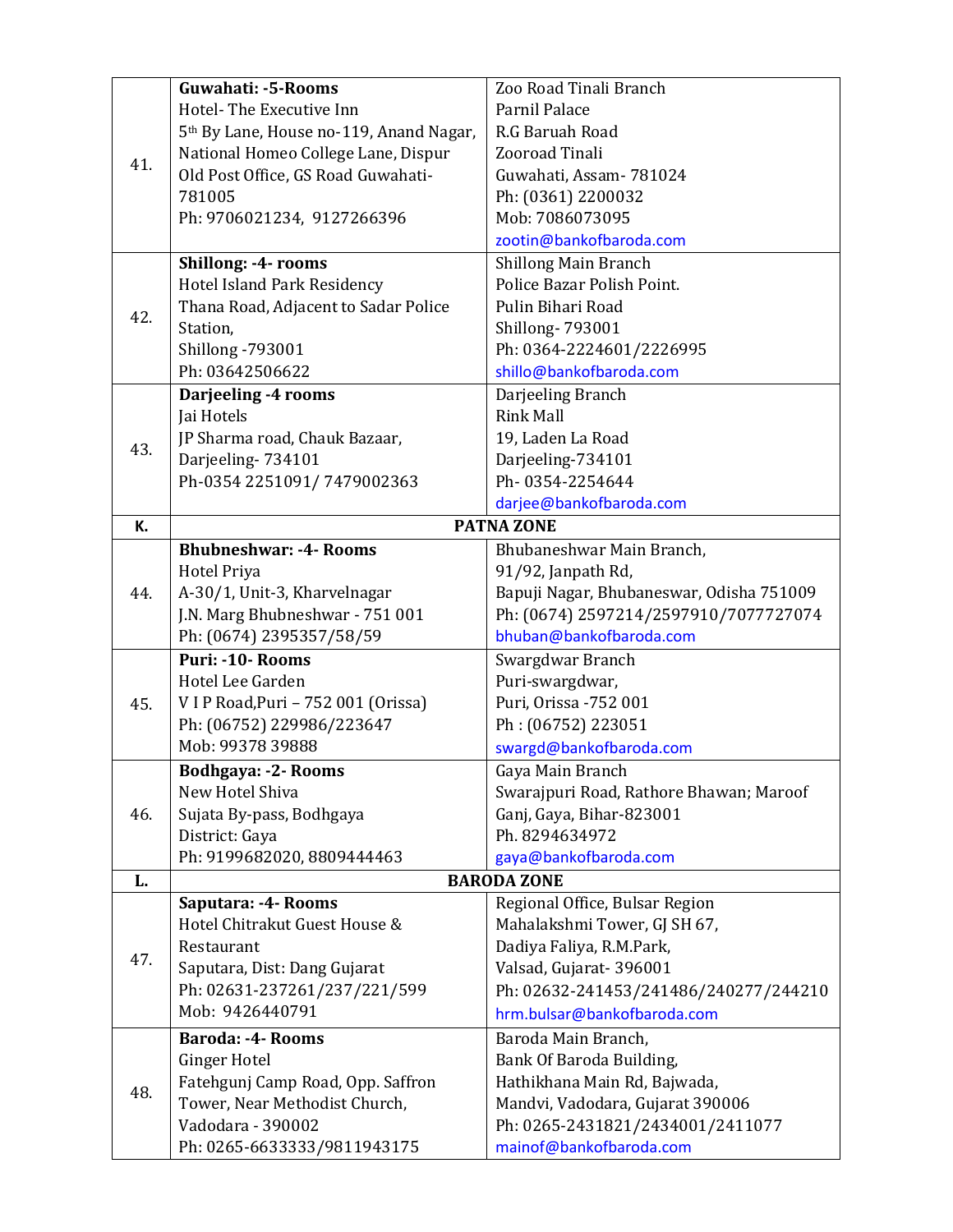| | | |
|---|---|---|
| 41. | **Guwahati: -5-Rooms**<br>Hotel- The Executive Inn<br>5th By Lane, House no-119, Anand Nagar, National Homeo College Lane, Dispur Old Post Office, GS Road Guwahati-781005<br>Ph: 9706021234, 9127266396 | Zoo Road Tinali Branch<br>Parnil Palace<br>R.G Baruah Road<br>Zooroad Tinali<br>Guwahati, Assam- 781024<br>Ph: (0361) 2200032<br>Mob: 7086073095<br>zootin@bankofbaroda.com |
| 42. | **Shillong: -4- rooms**<br>Hotel Island Park Residency<br>Thana Road, Adjacent to Sadar Police Station,<br>Shillong -793001<br>Ph: 03642506622 | Shillong Main Branch<br>Police Bazar Polish Point.<br>Pulin Bihari Road<br>Shillong- 793001<br>Ph: 0364-2224601/2226995<br>shillo@bankofbaroda.com |
| 43. | **Darjeeling -4 rooms**<br>Jai Hotels<br>JP Sharma road, Chauk Bazaar,<br>Darjeeling- 734101<br>Ph-0354 2251091/ 7479002363 | Darjeeling Branch<br>Rink Mall<br>19, Laden La Road<br>Darjeeling-734101<br>Ph- 0354-2254644<br>darjee@bankofbaroda.com |
| **K.** | **PATNA ZONE** | |
| 44. | **Bhubneshwar: -4- Rooms**<br>Hotel Priya<br>A-30/1, Unit-3, Kharvelnagar<br>J.N. Marg Bhubneshwar - 751 001<br>Ph: (0674) 2395357/58/59 | Bhubaneshwar Main Branch,<br>91/92, Janpath Rd,<br>Bapuji Nagar, Bhubaneswar, Odisha 751009<br>Ph: (0674) 2597214/2597910/7077727074<br>bhuban@bankofbaroda.com |
| 45. | **Puri: -10- Rooms**<br>Hotel Lee Garden<br>V I P Road,Puri – 752 001 (Orissa)<br>Ph: (06752) 229986/223647<br>Mob: 99378 39888 | Swargdwar Branch<br>Puri-swargdwar,<br>Puri, Orissa -752 001<br>Ph : (06752) 223051<br>swargd@bankofbaroda.com |
| 46. | **Bodhgaya: -2- Rooms**<br>New Hotel Shiva<br>Sujata By-pass, Bodhgaya<br>District: Gaya<br>Ph: 9199682020, 8809444463 | Gaya Main Branch<br>Swarajpuri Road, Rathore Bhawan; Maroof Ganj, Gaya, Bihar-823001<br>Ph. 8294634972<br>gaya@bankofbaroda.com |
| **L.** | **BARODA ZONE** | |
| 47. | **Saputara: -4- Rooms**<br>Hotel Chitrakut Guest House & Restaurant<br>Saputara, Dist: Dang Gujarat<br>Ph: 02631-237261/237/221/599<br>Mob: 9426440791 | Regional Office, Bulsar Region<br>Mahalakshmi Tower, GJ SH 67,<br>Dadiya Faliya, R.M.Park,<br>Valsad, Gujarat- 396001<br>Ph: 02632-241453/241486/240277/244210<br>hrm.bulsar@bankofbaroda.com |
| 48. | **Baroda: -4- Rooms**<br>Ginger Hotel<br>Fatehgunj Camp Road, Opp. Saffron Tower, Near Methodist Church,<br>Vadodara - 390002<br>Ph: 0265-6633333/9811943175 | Baroda Main Branch,<br>Bank Of Baroda Building,<br>Hathikhana Main Rd, Bajwada,<br>Mandvi, Vadodara, Gujarat 390006<br>Ph: 0265-2431821/2434001/2411077<br>mainof@bankofbaroda.com |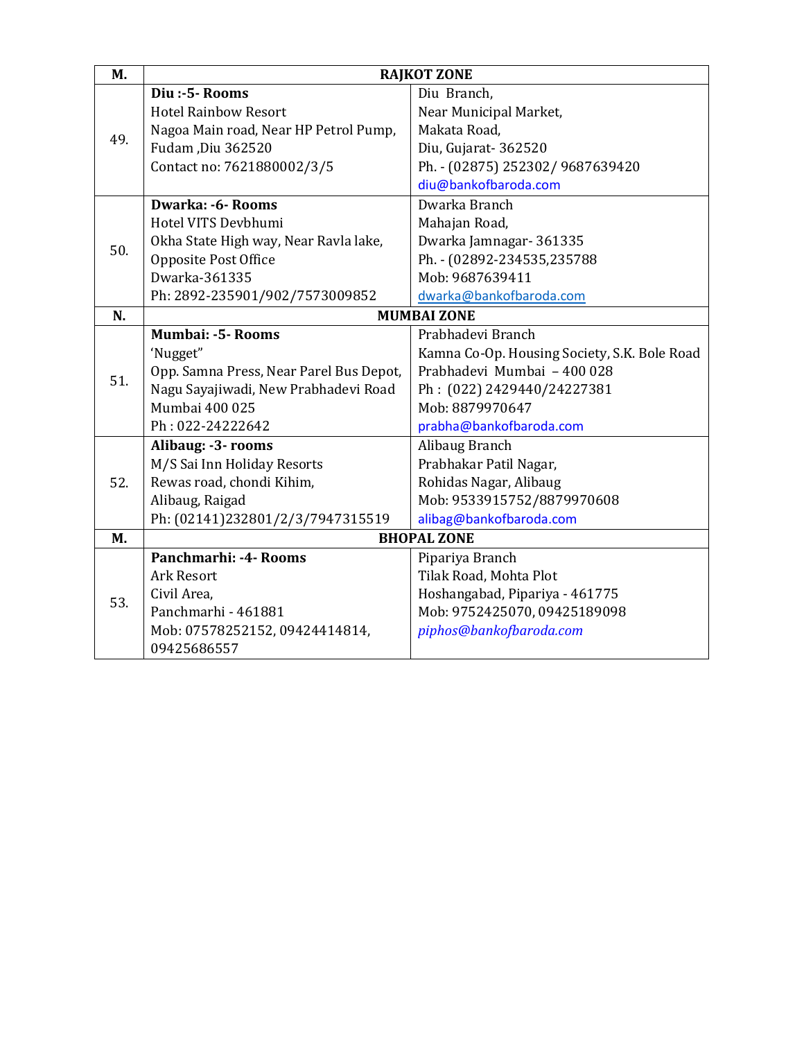| | | |
|---|---|---|
| **M.** | **RAJKOT ZONE** | |
| 49. | **Diu :-5- Rooms**<br>Hotel Rainbow Resort<br>Nagoa Main road, Near HP Petrol Pump,<br>Fudam ,Diu 362520<br>Contact no: 7621880002/3/5 | Diu Branch,<br>Near Municipal Market,<br>Makata Road,<br>Diu, Gujarat- 362520<br>Ph. - (02875) 252302/ 9687639420<br>diu@bankofbaroda.com |
| 50. | **Dwarka: -6- Rooms**<br>Hotel VITS Devbhumi<br>Okha State High way, Near Ravla lake,<br>Opposite Post Office<br>Dwarka-361335<br>Ph: 2892-235901/902/7573009852 | Dwarka Branch<br>Mahajan Road,<br>Dwarka Jamnagar- 361335<br>Ph. - (02892-234535,235788<br>Mob: 9687639411<br>dwarka@bankofbaroda.com |
| **N.** | **MUMBAI ZONE** | |
| 51. | **Mumbai: -5- Rooms**<br>'Nugget"<br>Opp. Samna Press, Near Parel Bus Depot,<br>Nagu Sayajiwadi, New Prabhadevi Road<br>Mumbai 400 025<br>Ph : 022-24222642 | Prabhadevi Branch<br>Kamna Co-Op. Housing Society, S.K. Bole Road<br>Prabhadevi Mumbai – 400 028<br>Ph : (022) 2429440/24227381<br>Mob: 8879970647<br>prabha@bankofbaroda.com |
| 52. | **Alibaug: -3- rooms**<br>M/S Sai Inn Holiday Resorts<br>Rewas road, chondi Kihim,<br>Alibaug, Raigad<br>Ph: (02141)232801/2/3/7947315519 | Alibaug Branch<br>Prabhakar Patil Nagar,<br>Rohidas Nagar, Alibaug<br>Mob: 9533915752/8879970608<br>alibag@bankofbaroda.com |
| **M.** | **BHOPAL ZONE** | |
| 53. | **Panchmarhi: -4- Rooms**<br>Ark Resort<br>Civil Area,<br>Panchmarhi - 461881<br>Mob: 07578252152, 09424414814,<br>09425686557 | Pipariya Branch<br>Tilak Road, Mohta Plot<br>Hoshangabad, Pipariya - 461775<br>Mob: 9752425070, 09425189098<br>*piphos@bankofbaroda.com* |